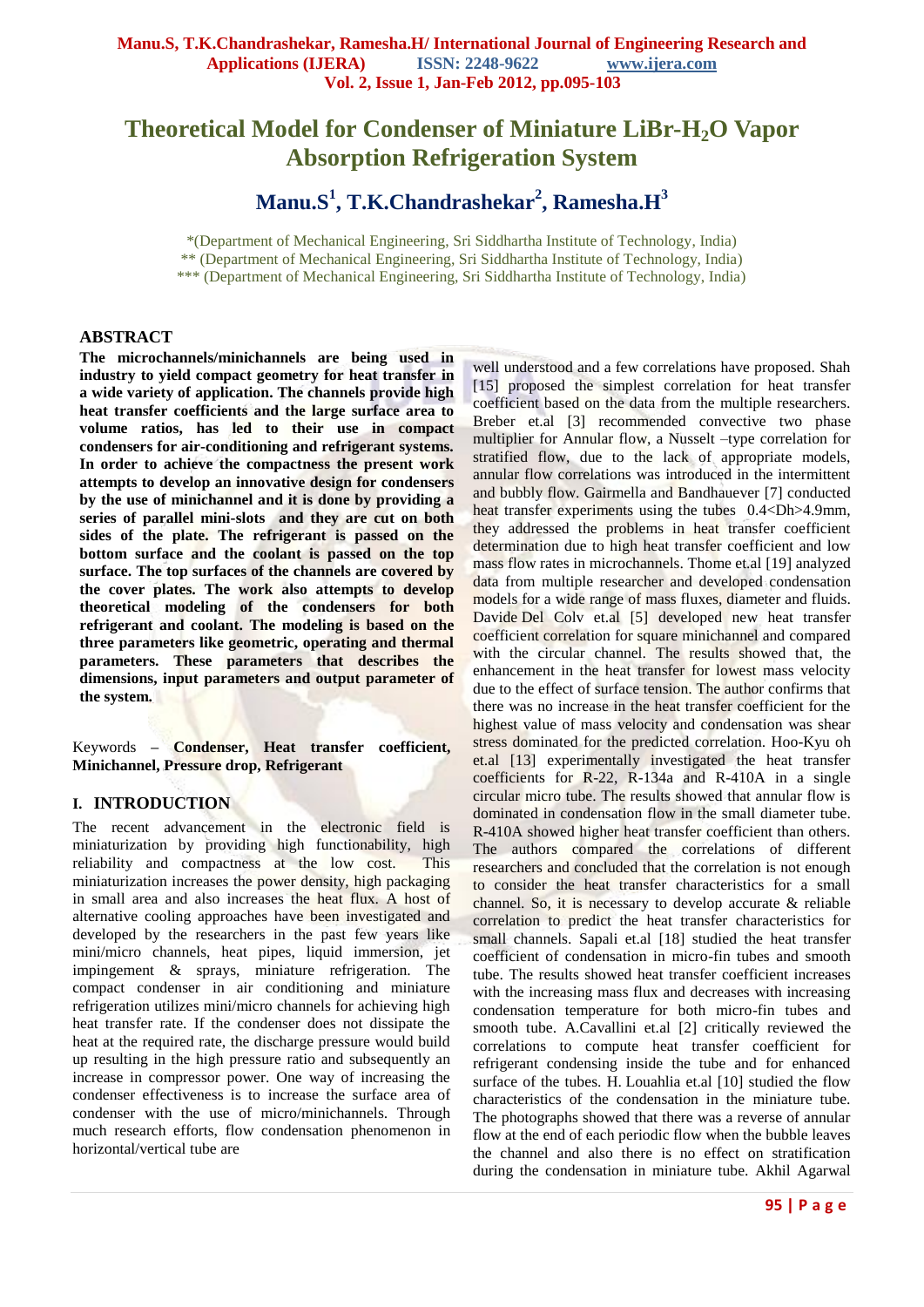# Theoretical Model for Condenser of Miniature LiBr-$H_2O$ Vapor Absorption Refrigeration System

## Manu.S[1], T.K.Chandrashekar[2], Ramesha.H[3]

*(Department of Mechanical Engineering, Sri Siddhartha Institute of Technology, India)
** (Department of Mechanical Engineering, Sri Siddhartha Institute of Technology, India)
*** (Department of Mechanical Engineering, Sri Siddhartha Institute of Technology, India)

### ABSTRACT

**The microchannels/minichannels are being used in industry to yield compact geometry for heat transfer in a wide variety of application. The channels provide high heat transfer coefficients and the large surface area to volume ratios, has led to their use in compact condensers for air-conditioning and refrigerant systems. In order to achieve the compactness the present work attempts to develop an innovative design for condensers by the use of minichannel and it is done by providing a series of parallel mini-slots and they are cut on both sides of the plate. The refrigerant is passed on the bottom surface and the coolant is passed on the top surface. The top surfaces of the channels are covered by the cover plates. The work also attempts to develop theoretical modeling of the condensers for both refrigerant and coolant. The modeling is based on the three parameters like geometric, operating and thermal parameters. These parameters that describes the dimensions, input parameters and output parameter of the system.**

Keywords – **Condenser, Heat transfer coefficient, Minichannel, Pressure drop, Refrigerant**

## I. INTRODUCTION

The recent advancement in the electronic field is miniaturization by providing high functionality, high reliability and compactness at the low cost. This miniaturization increases the power density, high packaging in small area and also increases the heat flux. A host of alternative cooling approaches have been investigated and developed by the researchers in the past few years like mini/micro channels, heat pipes, liquid immersion, jet impingement & sprays, miniature refrigeration. The compact condenser in air conditioning and miniature refrigeration utilizes mini/micro channels for achieving high heat transfer rate. If the condenser does not dissipate the heat at the required rate, the discharge pressure would build up resulting in the high pressure ratio and subsequently an increase in compressor power. One way of increasing the condenser effectiveness is to increase the surface area of condenser with the use of micro/minichannels. Through much research efforts, flow condensation phenomenon in horizontal/vertical tube are well understood and a few correlations have proposed. Shah [15] proposed the simplest correlation for heat transfer coefficient based on the data from the multiple researchers. Breber et.al [3] recommended convective two phase multiplier for Annular flow, a Nusselt –type correlation for stratified flow, due to the lack of appropriate models, annular flow correlations was introduced in the intermittent and bubbly flow. Gairmella and Bandhauever [7] conducted heat transfer experiments using the tubes 0.4<Dh>4.9mm, they addressed the problems in heat transfer coefficient determination due to high heat transfer coefficient and low mass flow rates in microchannels. Thome et.al [19] analyzed data from multiple researcher and developed condensation models for a wide range of mass fluxes, diameter and fluids. Davide Del Colv et.al [5] developed new heat transfer coefficient correlation for square minichannel and compared with the circular channel. The results showed that, the enhancement in the heat transfer for lowest mass velocity due to the effect of surface tension. The author confirms that there was no increase in the heat transfer coefficient for the highest value of mass velocity and condensation was shear stress dominated for the predicted correlation. Hoo-Kyu oh et.al [13] experimentally investigated the heat transfer coefficients for R-22, R-134a and R-410A in a single circular micro tube. The results showed that annular flow is dominated in condensation flow in the small diameter tube. R-410A showed higher heat transfer coefficient than others. The authors compared the correlations of different researchers and concluded that the correlation is not enough to consider the heat transfer characteristics for a small channel. So, it is necessary to develop accurate & reliable correlation to predict the heat transfer characteristics for small channels. Sapali et.al [18] studied the heat transfer coefficient of condensation in micro-fin tubes and smooth tube. The results showed heat transfer coefficient increases with the increasing mass flux and decreases with increasing condensation temperature for both micro-fin tubes and smooth tube. A.Cavallini et.al [2] critically reviewed the correlations to compute heat transfer coefficient for refrigerant condensing inside the tube and for enhanced surface of the tubes. H. Louahlia et.al [10] studied the flow characteristics of the condensation in the miniature tube. The photographs showed that there was a reverse of annular flow at the end of each periodic flow when the bubble leaves the channel and also there is no effect on stratification during the condensation in miniature tube. Akhil Agarwal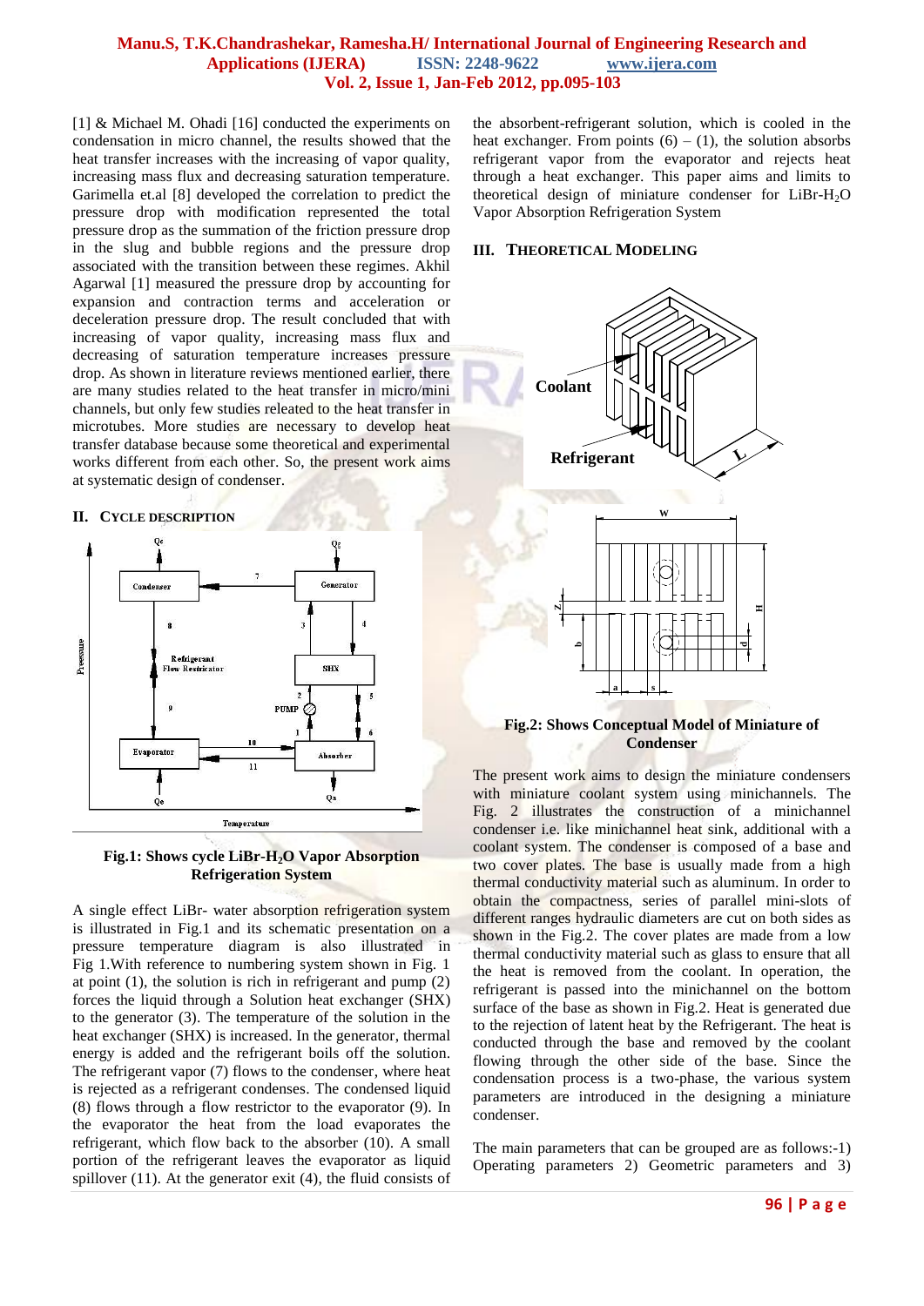[1] & Michael M. Ohadi [16] conducted the experiments on condensation in micro channel, the results showed that the heat transfer increases with the increasing of vapor quality, increasing mass flux and decreasing saturation temperature. Garimella et.al [8] developed the correlation to predict the pressure drop with modification represented the total pressure drop as the summation of the friction pressure drop in the slug and bubble regions and the pressure drop associated with the transition between these regimes. Akhil Agarwal [1] measured the pressure drop by accounting for expansion and contraction terms and acceleration or deceleration pressure drop. The result concluded that with increasing of vapor quality, increasing mass flux and decreasing of saturation temperature increases pressure drop. As shown in literature reviews mentioned earlier, there are many studies related to the heat transfer in micro/mini channels, but only few studies releated to the heat transfer in microtubes. More studies are necessary to develop heat transfer database because some theoretical and experimental works different from each other. So, the present work aims at systematic design of condenser.

## II. Cycle Description

**Fig.1: Shows cycle LiBr-$H_2O$ Vapor Absorption Refrigeration System**

A single effect LiBr- water absorption refrigeration system is illustrated in Fig.1 and its schematic presentation on a pressure temperature diagram is also illustrated in Fig 1.With reference to numbering system shown in Fig. 1 at point (1), the solution is rich in refrigerant and pump (2) forces the liquid through a Solution heat exchanger (SHX) to the generator (3). The temperature of the solution in the heat exchanger (SHX) is increased. In the generator, thermal energy is added and the refrigerant boils off the solution. The refrigerant vapor (7) flows to the condenser, where heat is rejected as a refrigerant condenses. The condensed liquid (8) flows through a flow restrictor to the evaporator (9). In the evaporator the heat from the load evaporates the refrigerant, which flow back to the absorber (10). A small portion of the refrigerant leaves the evaporator as liquid spillover (11). At the generator exit (4), the fluid consists of the absorbent-refrigerant solution, which is cooled in the heat exchanger. From points (6) – (1), the solution absorbs refrigerant vapor from the evaporator and rejects heat through a heat exchanger. This paper aims and limits to theoretical design of miniature condenser for LiBr-$H_2O$ Vapor Absorption Refrigeration System

## III. Theoretical Modeling

**Fig.2: Shows Conceptual Model of Miniature of Condenser**

The present work aims to design the miniature condensers with miniature coolant system using minichannels. The Fig. 2 illustrates the construction of a minichannel condenser i.e. like minichannel heat sink, additional with a coolant system. The condenser is composed of a base and two cover plates. The base is usually made from a high thermal conductivity material such as aluminum. In order to obtain the compactness, series of parallel mini-slots of different ranges hydraulic diameters are cut on both sides as shown in the Fig.2. The cover plates are made from a low thermal conductivity material such as glass to ensure that all the heat is removed from the coolant. In operation, the refrigerant is passed into the minichannel on the bottom surface of the base as shown in Fig.2. Heat is generated due to the rejection of latent heat by the Refrigerant. The heat is conducted through the base and removed by the coolant flowing through the other side of the base. Since the condensation process is a two-phase, the various system parameters are introduced in the designing a miniature condenser.

The main parameters that can be grouped are as follows:-1) Operating parameters 2) Geometric parameters and 3)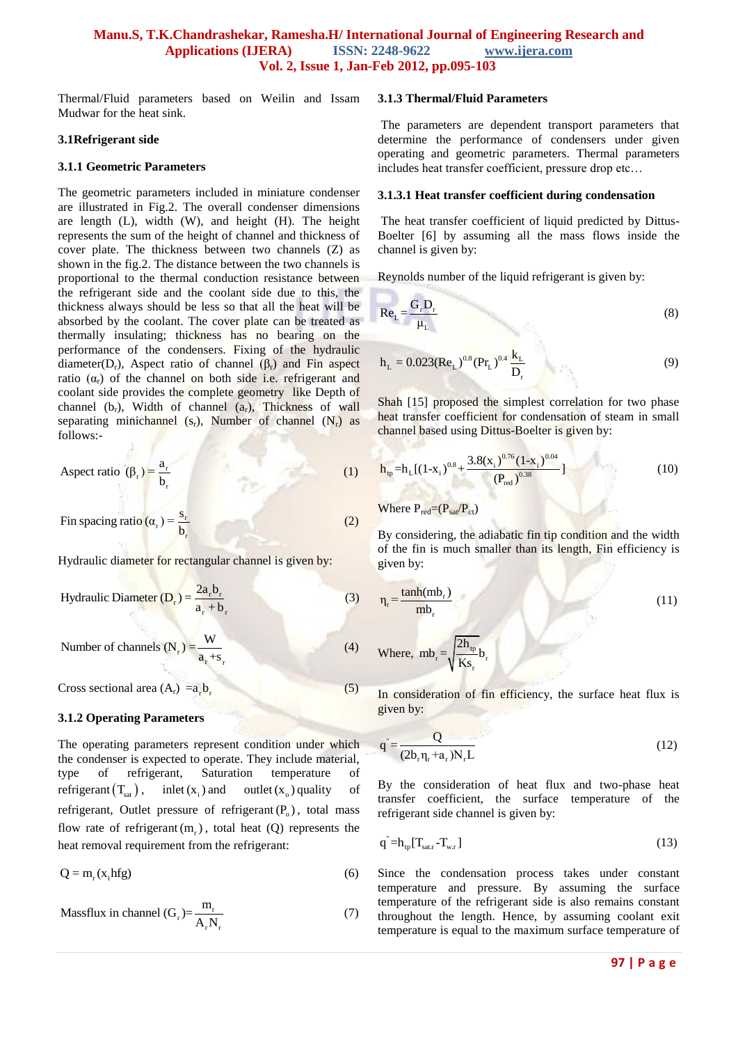Thermal/Fluid parameters based on Weilin and Issam Mudwar for the heat sink.

### 3.1 Refrigerant side

#### 3.1.1 Geometric Parameters

The geometric parameters included in miniature condenser are illustrated in Fig.2. The overall condenser dimensions are length (L), width (W), and height (H). The height represents the sum of the height of channel and thickness of cover plate. The thickness between two channels (Z) as shown in the fig.2. The distance between the two channels is proportional to the thermal conduction resistance between the refrigerant side and the coolant side due to this, the thickness always should be less so that all the heat will be absorbed by the coolant. The cover plate can be treated as thermally insulating; thickness has no bearing on the performance of the condensers. Fixing of the hydraulic diameter($D_r$), Aspect ratio of channel ($\beta_r$) and Fin aspect ratio ($\alpha_r$) of the channel on both side i.e. refrigerant and coolant side provides the complete geometry like Depth of channel ($b_r$), Width of channel ($a_r$), Thickness of wall separating minichannel ($s_r$), Number of channel ($N_r$) as follows:-

$$\text{Aspect ratio } (\beta_r) = \frac{a_r}{b_r} \tag{1}$$

$$\text{Fin spacing ratio } (\alpha_r) = \frac{s_r}{b_r} \tag{2}$$

Hydraulic diameter for rectangular channel is given by:

$$\text{Hydraulic Diameter } (D_r) = \frac{2a_r b_r}{a_r + b_r} \tag{3}$$

$$\text{Number of channels } (N_r) = \frac{W}{a_r + s_r} \tag{4}$$

$$\text{Cross sectional area } (A_r) = a_r b_r \tag{5}$$

#### 3.1.2 Operating Parameters

The operating parameters represent condition under which the condenser is expected to operate. They include material, type of refrigerant, Saturation temperature of refrigerant $(T_{sat})$, inlet $(x_i)$ and outlet $(x_o)$ quality of refrigerant, Outlet pressure of refrigerant $(P_o)$, total mass flow rate of refrigerant $(m_r)$, total heat (Q) represents the heat removal requirement from the refrigerant:

$$Q = m_r (x_i hfg) \tag{6}$$

$$\text{Massflux in channel } (G_r) = \frac{m_r}{A_r N_r} \tag{7}$$

#### 3.1.3 Thermal/Fluid Parameters

The parameters are dependent transport parameters that determine the performance of condensers under given operating and geometric parameters. Thermal parameters includes heat transfer coefficient, pressure drop etc…

##### 3.1.3.1 Heat transfer coefficient during condensation

The heat transfer coefficient of liquid predicted by Dittus-Boelter [6] by assuming all the mass flows inside the channel is given by:

Reynolds number of the liquid refrigerant is given by:

$$Re_L = \frac{G_r D_r}{\mu_L} \tag{8}$$

$$h_L = 0.023 (Re_L)^{0.8} (Pr_L)^{0.4} \frac{k_L}{D_r} \tag{9}$$

Shah [15] proposed the simplest correlation for two phase heat transfer coefficient for condensation of steam in small channel based using Dittus-Boelter is given by:

$$h_{tp} = h_L \left[ (1-x_i)^{0.8} + \frac{3.8 (x_i)^{0.76} (1-x_i)^{0.04}}{(P_{red})^{0.38}} \right] \tag{10}$$

Where $P_{red} = (P_{sat}/P_{ct})$

By considering, the adiabatic fin tip condition and the width of the fin is much smaller than its length, Fin efficiency is given by:

$$\eta_r = \frac{\tanh(mb_r)}{mb_r} \tag{11}$$

$$\text{Where, } mb_r = \sqrt{\frac{2h_{tp}}{Ks_r}}\, b_r$$

In consideration of fin efficiency, the surface heat flux is given by:

$$q'' = \frac{Q}{(2b_r \eta_r + a_r) N_r L} \tag{12}$$

By the consideration of heat flux and two-phase heat transfer coefficient, the surface temperature of the refrigerant side channel is given by:

$$q'' = h_{tp} [T_{sat.r} - T_{w.r}] \tag{13}$$

Since the condensation process takes under constant temperature and pressure. By assuming the surface temperature of the refrigerant side is also remains constant throughout the length. Hence, by assuming coolant exit temperature is equal to the maximum surface temperature of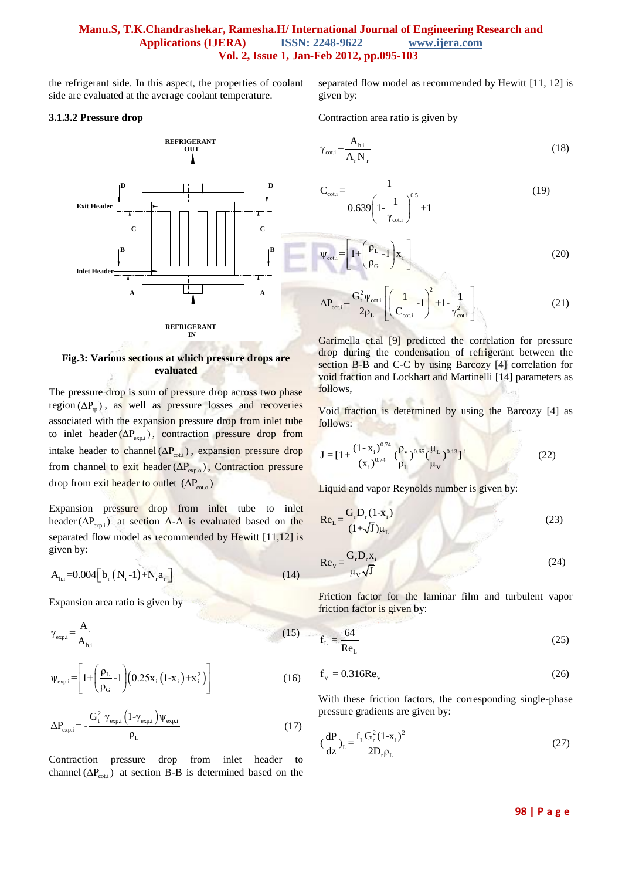the refrigerant side. In this aspect, the properties of coolant side are evaluated at the average coolant temperature.

#### 3.1.3.2 Pressure drop

**Fig.3: Various sections at which pressure drops are evaluated**

The pressure drop is sum of pressure drop across two phase region $(\Delta P_{tp})$, as well as pressure losses and recoveries associated with the expansion pressure drop from inlet tube to inlet header $(\Delta P_{exp.i})$, contraction pressure drop from intake header to channel $(\Delta P_{cot.i})$, expansion pressure drop from channel to exit header $(\Delta P_{exp.o})$, Contraction pressure drop from exit header to outlet $(\Delta P_{cot.o})$

Expansion pressure drop from inlet tube to inlet header $(\Delta P_{exp.i})$ at section A-A is evaluated based on the separated flow model as recommended by Hewitt [11,12] is given by:

$$A_{h.i} = 0.004\left[b_r\left(N_r - 1\right) + N_r a_r\right] \tag{14}$$

Expansion area ratio is given by

$$\gamma_{exp.i} = \frac{A_t}{A_{h.i}} \tag{15}$$

$$\psi_{exp.i} = \left[1 + \left(\frac{\rho_L}{\rho_G} - 1\right)\left(0.25x_i\left(1 - x_i\right) + x_i^2\right)\right] \tag{16}$$

$$\Delta P_{exp.i} = -\frac{G_t^2\,\gamma_{exp.i}\left(1 - \gamma_{exp.i}\right)\psi_{exp.i}}{\rho_L} \tag{17}$$

Contraction pressure drop from inlet header to channel $(\Delta P_{cot.i})$ at section B-B is determined based on the separated flow model as recommended by Hewitt [11, 12] is given by:

Contraction area ratio is given by

$$\gamma_{cot.i} = \frac{A_{h.i}}{A_r N_r} \tag{18}$$

$$C_{cot.i} = \frac{1}{0.639\left(1 - \frac{1}{\gamma_{cot.i}}\right)^{0.5} + 1} \tag{19}$$

$$\psi_{cot.i} = \left[1 + \left(\frac{\rho_L}{\rho_G} - 1\right)x_i\right] \tag{20}$$

$$\Delta P_{cot.i} = \frac{G_r^2 \psi_{cot.i}}{2\rho_L}\left[\left(\frac{1}{C_{cot.i}} - 1\right)^2 + 1 - \frac{1}{\gamma_{cot.i}^2}\right] \tag{21}$$

Garimella et.al [9] predicted the correlation for pressure drop during the condensation of refrigerant between the section B-B and C-C by using Barcozy [4] correlation for void fraction and Lockhart and Martinelli [14] parameters as follows,

Void fraction is determined by using the Barcozy [4] as follows:

$$J = \left[1 + \frac{(1 - x_i)^{0.74}}{(x_i)^{0.74}}\left(\frac{\rho_v}{\rho_L}\right)^{0.65}\left(\frac{\mu_L}{\mu_V}\right)^{0.13}\right]^{-1} \tag{22}$$

Liquid and vapor Reynolds number is given by:

$$Re_L = \frac{G_r D_r (1 - x_i)}{(1 + \sqrt{J})\mu_L} \tag{23}$$

$$Re_V = \frac{G_r D_r x_i}{\mu_V \sqrt{J}} \tag{24}$$

Friction factor for the laminar film and turbulent vapor friction factor is given by:

$$f_L = \frac{64}{Re_L} \tag{25}$$

$$f_V = 0.316 Re_V \tag{26}$$

With these friction factors, the corresponding single-phase pressure gradients are given by:

$$\left(\frac{dP}{dz}\right)_L = \frac{f_L G_r^2 (1 - x_i)^2}{2 D_r \rho_L} \tag{27}$$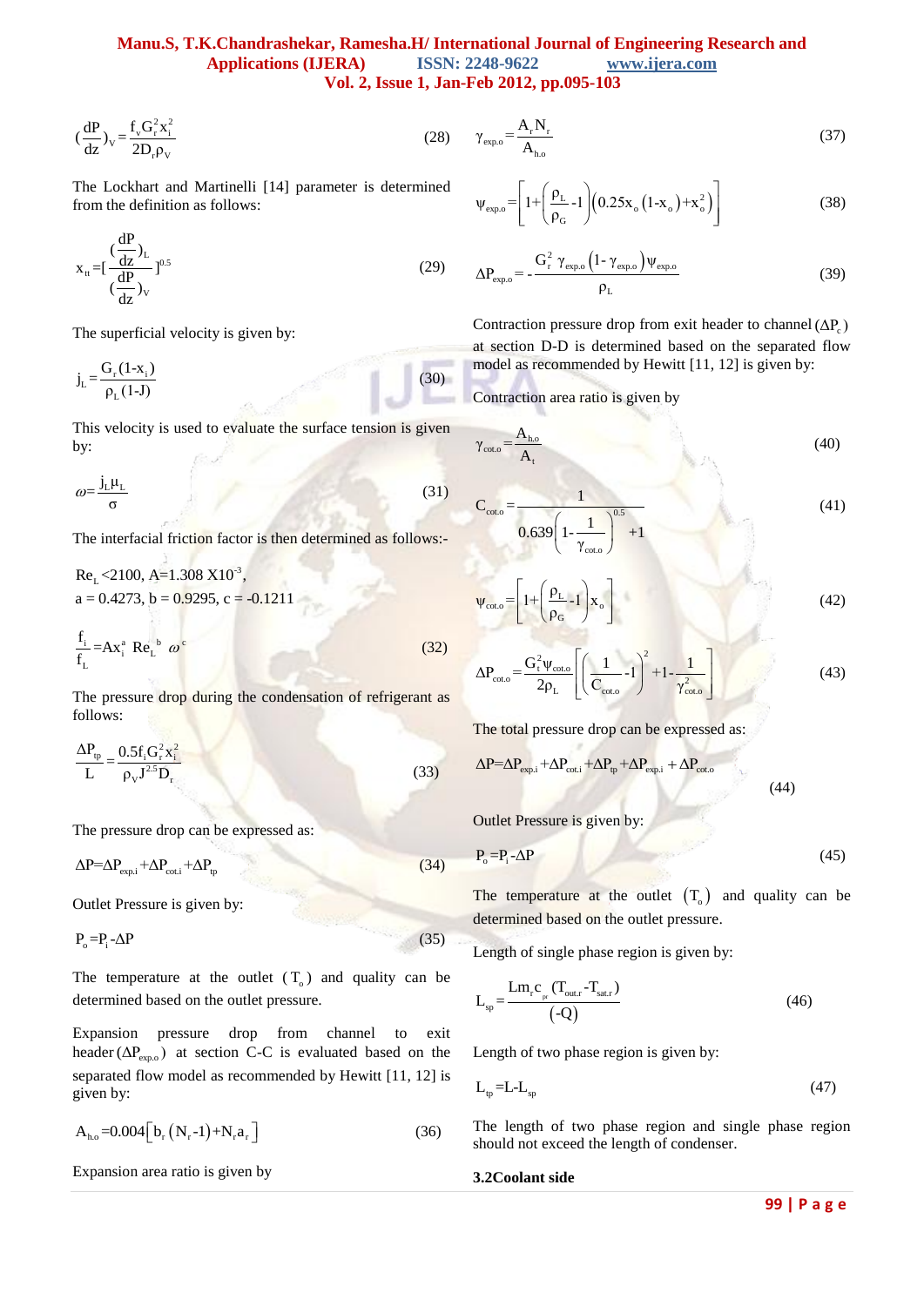$$\left(\frac{dP}{dz}\right)_V = \frac{f_v G_r^2 x_i^2}{2 D_r \rho_V} \tag{28}$$

The Lockhart and Martinelli [14] parameter is determined from the definition as follows:

$$x_{tt} = \left[\frac{\left(\frac{dP}{dz}\right)_L}{\left(\frac{dP}{dz}\right)_V}\right]^{0.5} \tag{29}$$

The superficial velocity is given by:

$$j_L = \frac{G_r(1-x_i)}{\rho_L(1-J)} \tag{30}$$

This velocity is used to evaluate the surface tension is given by:

$$\omega = \frac{j_L \mu_L}{\sigma} \tag{31}$$

The interfacial friction factor is then determined as follows:-

$Re_L < 2100$, $A = 1.308 \times 10^{-3}$,
$a = 0.4273$, $b = 0.9295$, $c = -0.1211$

$$\frac{f_i}{f_L} = A x_i^a \, Re_L^{\,b} \, \omega^c \tag{32}$$

The pressure drop during the condensation of refrigerant as follows:

$$\frac{\Delta P_{tp}}{L} = \frac{0.5 f_i G_r^2 x_i^2}{\rho_V J^{2.5} D_r} \tag{33}$$

The pressure drop can be expressed as:

$$\Delta P = \Delta P_{exp.i} + \Delta P_{cot.i} + \Delta P_{tp} \tag{34}$$

Outlet Pressure is given by:

$$P_o = P_i - \Delta P \tag{35}$$

The temperature at the outlet $(T_o)$ and quality can be determined based on the outlet pressure.

Expansion pressure drop from channel to exit header $(\Delta P_{exp.o})$ at section C-C is evaluated based on the separated flow model as recommended by Hewitt [11, 12] is given by:

$$A_{h.o} = 0.004\left[b_r(N_r - 1) + N_r a_r\right] \tag{36}$$

Expansion area ratio is given by

$$\gamma_{exp.o} = \frac{A_r N_r}{A_{h.o}} \tag{37}$$

$$\psi_{exp.o} = \left[1 + \left(\frac{\rho_L}{\rho_G} - 1\right)\left(0.25 x_o (1 - x_o) + x_o^2\right)\right] \tag{38}$$

$$\Delta P_{exp.o} = -\frac{G_r^2 \gamma_{exp.o}(1 - \gamma_{exp.o}) \psi_{exp.o}}{\rho_L} \tag{39}$$

Contraction pressure drop from exit header to channel $(\Delta P_c)$ at section D-D is determined based on the separated flow model as recommended by Hewitt [11, 12] is given by:

Contraction area ratio is given by

$$\gamma_{cot.o} = \frac{A_{h.o}}{A_t} \tag{40}$$

$$C_{cot.o} = \frac{1}{0.639\left(1 - \frac{1}{\gamma_{cot.o}}\right)^{0.5} + 1} \tag{41}$$

$$\psi_{cot.o} = \left[1 + \left(\frac{\rho_L}{\rho_G} - 1\right) x_o\right] \tag{42}$$

$$\Delta P_{cot.o} = \frac{G_t^2 \psi_{cot.o}}{2\rho_L}\left[\left(\frac{1}{C_{cot.o}} - 1\right)^2 + 1 - \frac{1}{\gamma_{cot.o}^2}\right] \tag{43}$$

The total pressure drop can be expressed as:

$$\Delta P = \Delta P_{exp.i} + \Delta P_{cot.i} + \Delta P_{tp} + \Delta P_{exp.i} + \Delta P_{cot.o} \tag{44}$$

Outlet Pressure is given by:

$$P_o = P_i - \Delta P \tag{45}$$

The temperature at the outlet $(T_o)$ and quality can be determined based on the outlet pressure.

Length of single phase region is given by:

$$L_{sp} = \frac{L m_r c_{p_r} (T_{out.r} - T_{sat.r})}{(-Q)} \tag{46}$$

Length of two phase region is given by:

$$L_{tp} = L - L_{sp} \tag{47}$$

The length of two phase region and single phase region should not exceed the length of condenser.

### 3.2 Coolant side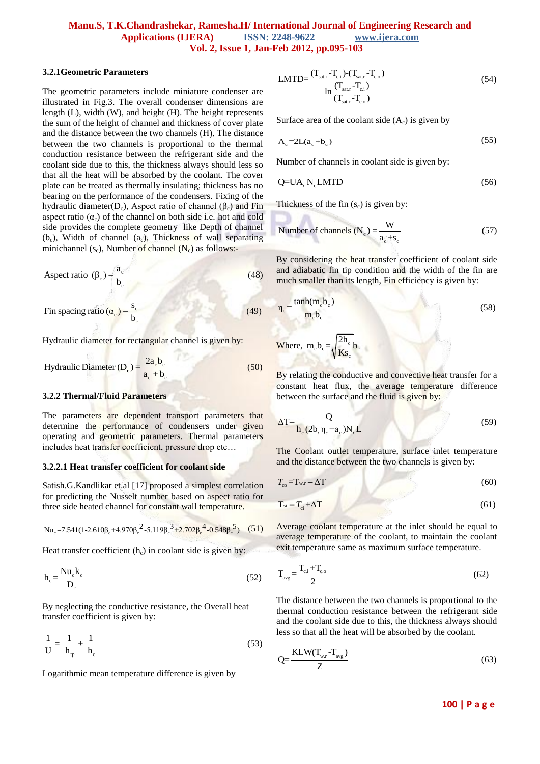### 3.2.1Geometric Parameters

The geometric parameters include miniature condenser are illustrated in Fig.3. The overall condenser dimensions are length (L), width (W), and height (H). The height represents the sum of the height of channel and thickness of cover plate and the distance between the two channels (H). The distance between the two channels is proportional to the thermal conduction resistance between the refrigerant side and the coolant side due to this, the thickness always should less so that all the heat will be absorbed by the coolant. The cover plate can be treated as thermally insulating; thickness has no bearing on the performance of the condensers. Fixing of the hydraulic diameter($D_c$), Aspect ratio of channel ($\beta_c$) and Fin aspect ratio ($\alpha_c$) of the channel on both side i.e. hot and cold side provides the complete geometry like Depth of channel ($b_c$), Width of channel ($a_c$), Thickness of wall separating minichannel ($s_c$), Number of channel ($N_c$) as follows:-

$$\text{Aspect ratio } (\beta_c) = \frac{a_c}{b_c} \tag{48}$$

$$\text{Fin spacing ratio } (\alpha_c) = \frac{s_c}{b_c} \tag{49}$$

Hydraulic diameter for rectangular channel is given by:

$$\text{Hydraulic Diameter } (D_c) = \frac{2a_c b_c}{a_c + b_c} \tag{50}$$

### 3.2.2 Thermal/Fluid Parameters

The parameters are dependent transport parameters that determine the performance of condensers under given operating and geometric parameters. Thermal parameters includes heat transfer coefficient, pressure drop etc…

#### 3.2.2.1 Heat transfer coefficient for coolant side

Satish.G.Kandlikar et.al [17] proposed a simplest correlation for predicting the Nusselt number based on aspect ratio for three side heated channel for constant wall temperature.

$$Nu_c = 7.541(1 - 2.610\beta_c + 4.970\beta_c^2 - 5.119\beta_c^3 + 2.702\beta_c^4 - 0.548\beta_c^5) \tag{51}$$

Heat transfer coefficient ($h_c$) in coolant side is given by:

$$h_c = \frac{Nu_c k_c}{D_c} \tag{52}$$

By neglecting the conductive resistance, the Overall heat transfer coefficient is given by:

$$\frac{1}{U} = \frac{1}{h_{tp}} + \frac{1}{h_c} \tag{53}$$

Logarithmic mean temperature difference is given by

$$\text{LMTD} = \frac{(T_{sat.r} - T_{c.i}) - (T_{sat.r} - T_{c.o})}{\ln\dfrac{(T_{sat.r} - T_{c.i})}{(T_{sat.r} - T_{c.o})}} \tag{54}$$

Surface area of the coolant side ($A_c$) is given by

$$A_c = 2L(a_c + b_c) \tag{55}$$

Number of channels in coolant side is given by:

$$Q = UA_c N_c \text{LMTD} \tag{56}$$

Thickness of the fin ($s_c$) is given by:

$$\text{Number of channels } (N_c) = \frac{W}{a_c + s_c} \tag{57}$$

By considering the heat transfer coefficient of coolant side and adiabatic fin tip condition and the width of the fin are much smaller than its length, Fin efficiency is given by:

$$\eta_c = \frac{\tanh(m_c b_c)}{m_c b_c} \tag{58}$$

$$\text{Where, } m_c b_c = \sqrt{\frac{2h_c}{Ks_c}}\, b_c$$

By relating the conductive and convective heat transfer for a constant heat flux, the average temperature difference between the surface and the fluid is given by:

$$\Delta T = \frac{Q}{h_c(2b_c\eta_c + a_c)N_c L} \tag{59}$$

The Coolant outlet temperature, surface inlet temperature and the distance between the two channels is given by:

$$T_{co} = T_{w.r} - \Delta T \tag{60}$$

$$T_{si} = T_{ci} + \Delta T \tag{61}$$

Average coolant temperature at the inlet should be equal to average temperature of the coolant, to maintain the coolant exit temperature same as maximum surface temperature.

$$T_{avg} = \frac{T_{c.i} + T_{c.o}}{2} \tag{62}$$

The distance between the two channels is proportional to the thermal conduction resistance between the refrigerant side and the coolant side due to this, the thickness always should less so that all the heat will be absorbed by the coolant.

$$Q = \frac{KLW(T_{w.r} - T_{avg})}{Z} \tag{63}$$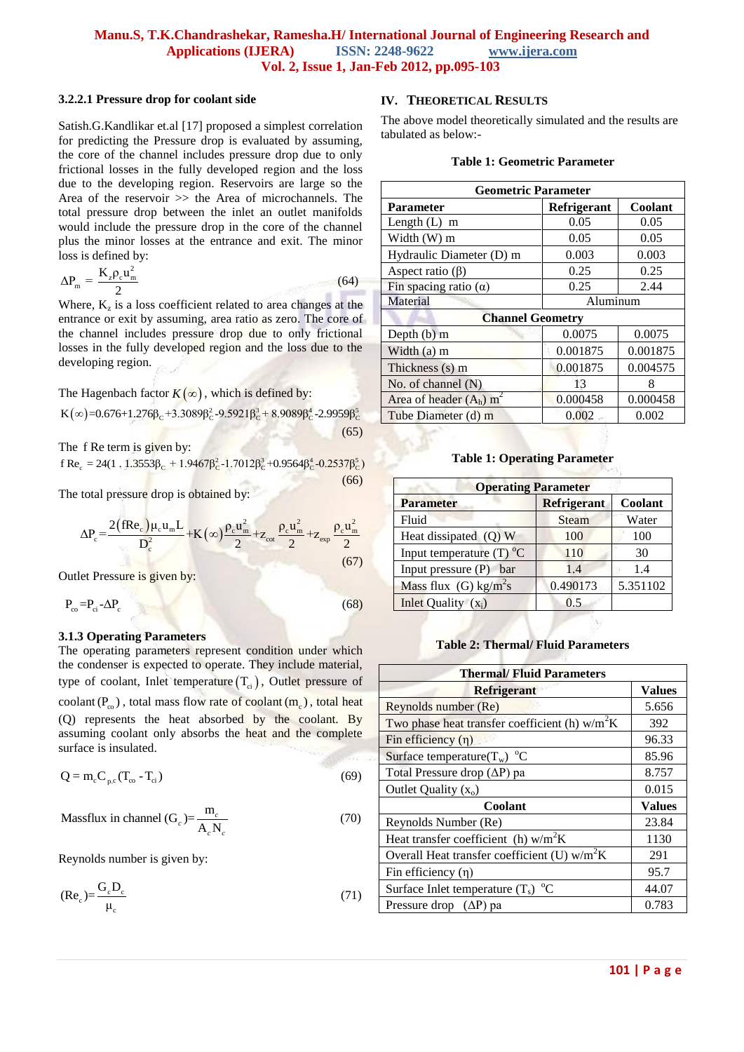#### 3.2.2.1 Pressure drop for coolant side

Satish.G.Kandlikar et.al [17] proposed a simplest correlation for predicting the Pressure drop is evaluated by assuming, the core of the channel includes pressure drop due to only frictional losses in the fully developed region and the loss due to the developing region. Reservoirs are large so the Area of the reservoir >> the Area of microchannels. The total pressure drop between the inlet an outlet manifolds would include the pressure drop in the core of the channel plus the minor losses at the entrance and exit. The minor loss is defined by:

$$\Delta P_m = \frac{K_z \rho_c u_m^2}{2} \tag{64}$$

Where, $K_z$ is a loss coefficient related to area changes at the entrance or exit by assuming, area ratio as zero. The core of the channel includes pressure drop due to only frictional losses in the fully developed region and the loss due to the developing region.

The Hagenbach factor $K(\infty)$, which is defined by:

$$K(\infty)=0.676+1.276\beta_c+3.3089\beta_c^2-9.5921\beta_c^3+8.9089\beta_c^4-2.9959\beta_c^5 \tag{65}$$

The f Re term is given by:

$$f\,Re_c = 24(1\,.\,1.3553\beta_c + 1.9467\beta_c^2-1.7012\beta_c^3+0.9564\beta_c^4-0.2537\beta_c^5) \tag{66}$$

The total pressure drop is obtained by:

$$\Delta P_c = \frac{2(fRe_c)\mu_c u_m L}{D_c^2} + K(\infty)\frac{\rho_c u_m^2}{2} + z_{cot}\frac{\rho_c u_m^2}{2} + z_{exp}\frac{\rho_c u_m^2}{2} \tag{67}$$

Outlet Pressure is given by:

$$P_{co} = P_{ci} - \Delta P_c \tag{68}$$

### 3.1.3 Operating Parameters

The operating parameters represent condition under which the condenser is expected to operate. They include material, type of coolant, Inlet temperature $(T_{ci})$, Outlet pressure of coolant $(P_{co})$, total mass flow rate of coolant $(m_c)$, total heat (Q) represents the heat absorbed by the coolant. By assuming coolant only absorbs the heat and the complete surface is insulated.

$$Q = m_c C_{p,c}(T_{co} - T_{ci}) \tag{69}$$

$$\text{Massflux in channel } (G_c) = \frac{m_c}{A_c N_c} \tag{70}$$

Reynolds number is given by:

$$(Re_c) = \frac{G_c D_c}{\mu_c} \tag{71}$$

## IV. Theoretical Results

The above model theoretically simulated and the results are tabulated as below:-

**Table 1: Geometric Parameter**

| Geometric Parameter | | |
|---|---|---|
| **Parameter** | **Refrigerant** | **Coolant** |
| Length (L) m | 0.05 | 0.05 |
| Width (W) m | 0.05 | 0.05 |
| Hydraulic Diameter (D) m | 0.003 | 0.003 |
| Aspect ratio (β) | 0.25 | 0.25 |
| Fin spacing ratio (α) | 0.25 | 2.44 |
| Material | Aluminum | |
| **Channel Geometry** | | |
| Depth (b) m | 0.0075 | 0.0075 |
| Width (a) m | 0.001875 | 0.001875 |
| Thickness (s) m | 0.001875 | 0.004575 |
| No. of channel (N) | 13 | 8 |
| Area of header ($A_h$) $m^2$ | 0.000458 | 0.000458 |
| Tube Diameter (d) m | 0.002 | 0.002 |

**Table 1: Operating Parameter**

| Operating Parameter | | |
|---|---|---|
| **Parameter** | **Refrigerant** | **Coolant** |
| Fluid | Steam | Water |
| Heat dissipated (Q) W | 100 | 100 |
| Input temperature (T) °C | 110 | 30 |
| Input pressure (P) bar | 1.4 | 1.4 |
| Mass flux (G) kg/m²s | 0.490173 | 5.351102 |
| Inlet Quality ($x_i$) | 0.5 | |

**Table 2: Thermal/ Fluid Parameters**

| Thermal/ Fluid Parameters | |
|---|---|
| **Refrigerant** | **Values** |
| Reynolds number (Re) | 5.656 |
| Two phase heat transfer coefficient (h) w/m²K | 392 |
| Fin efficiency (η) | 96.33 |
| Surface temperature($T_w$) °C | 85.96 |
| Total Pressure drop (ΔP) pa | 8.757 |
| Outlet Quality ($x_o$) | 0.015 |
| **Coolant** | **Values** |
| Reynolds Number (Re) | 23.84 |
| Heat transfer coefficient (h) w/m²K | 1130 |
| Overall Heat transfer coefficient (U) w/m²K | 291 |
| Fin efficiency (η) | 95.7 |
| Surface Inlet temperature ($T_s$) °C | 44.07 |
| Pressure drop (ΔP) pa | 0.783 |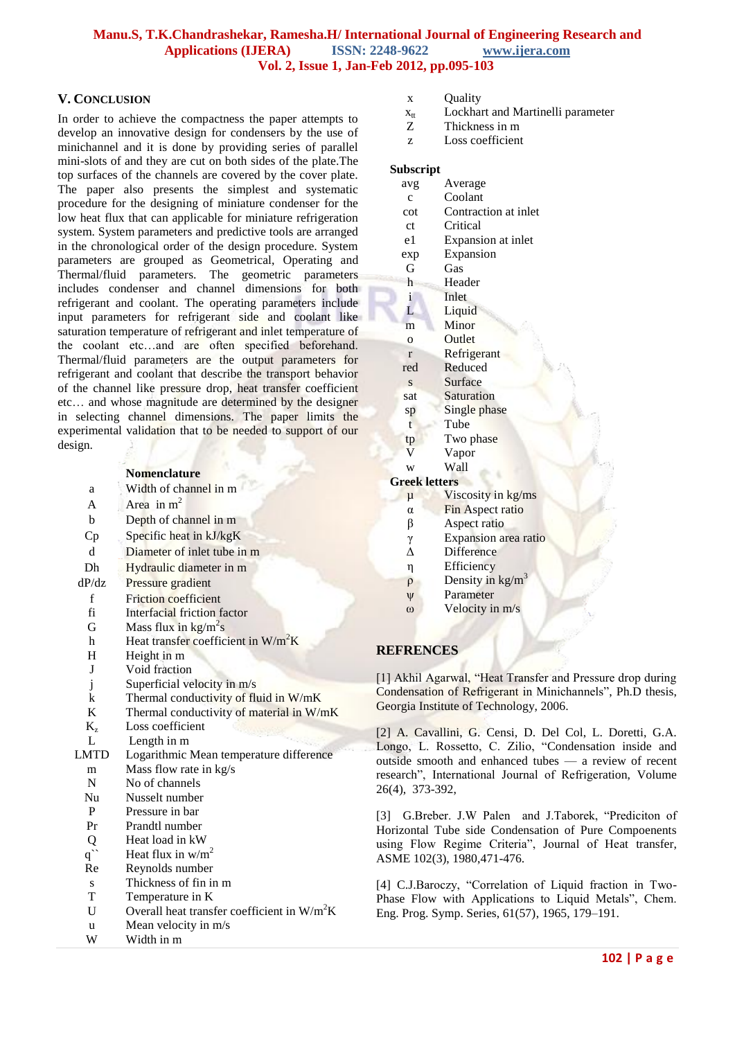## V. Conclusion

In order to achieve the compactness the paper attempts to develop an innovative design for condensers by the use of minichannel and it is done by providing series of parallel mini-slots of and they are cut on both sides of the plate.The top surfaces of the channels are covered by the cover plate. The paper also presents the simplest and systematic procedure for the designing of miniature condenser for the low heat flux that can applicable for miniature refrigeration system. System parameters and predictive tools are arranged in the chronological order of the design procedure. System parameters are grouped as Geometrical, Operating and Thermal/fluid parameters. The geometric parameters includes condenser and channel dimensions for both refrigerant and coolant. The operating parameters include input parameters for refrigerant side and coolant like saturation temperature of refrigerant and inlet temperature of the coolant etc…and are often specified beforehand. Thermal/fluid parameters are the output parameters for refrigerant and coolant that describe the transport behavior of the channel like pressure drop, heat transfer coefficient etc… and whose magnitude are determined by the designer in selecting channel dimensions. The paper limits the experimental validation that to be needed to support of our design.

### Nomenclature

| Symbol | Description |
|---|---|
| a | Width of channel in m |
| A | Area in $m^2$ |
| b | Depth of channel in m |
| Cp | Specific heat in kJ/kgK |
| d | Diameter of inlet tube in m |
| Dh | Hydraulic diameter in m |
| dP/dz | Pressure gradient |
| f | Friction coefficient |
| fi | Interfacial friction factor |
| G | Mass flux in $kg/m^2s$ |
| h | Heat transfer coefficient in $W/m^2K$ |
| H | Height in m |
| J | Void fraction |
| j | Superficial velocity in m/s |
| k | Thermal conductivity of fluid in W/mK |
| K | Thermal conductivity of material in W/mK |
| $K_z$ | Loss coefficient |
| L | Length in m |
| LMTD | Logarithmic Mean temperature difference |
| m | Mass flow rate in kg/s |
| N | No of channels |
| Nu | Nusselt number |
| P | Pressure in bar |
| Pr | Prandtl number |
| Q | Heat load in kW |
| q`` | Heat flux in $w/m^2$ |
| Re | Reynolds number |
| s | Thickness of fin in m |
| T | Temperature in K |
| U | Overall heat transfer coefficient in $W/m^2K$ |
| u | Mean velocity in m/s |
| W | Width in m |
| x | Quality |
| $x_{tt}$ | Lockhart and Martinelli parameter |
| Z | Thickness in m |
| z | Loss coefficient |

**Subscript**

| Symbol | Description |
|---|---|
| avg | Average |
| c | Coolant |
| cot | Contraction at inlet |
| ct | Critical |
| e1 | Expansion at inlet |
| exp | Expansion |
| G | Gas |
| h | Header |
| i | Inlet |
| L | Liquid |
| m | Minor |
| o | Outlet |
| r | Refrigerant |
| red | Reduced |
| s | Surface |
| sat | Saturation |
| sp | Single phase |
| t | Tube |
| tp | Two phase |
| V | Vapor |
| w | Wall |

**Greek letters**

| Symbol | Description |
|---|---|
| $\mu$ | Viscosity in kg/ms |
| $\alpha$ | Fin Aspect ratio |
| $\beta$ | Aspect ratio |
| $\gamma$ | Expansion area ratio |
| $\Delta$ | Difference |
| $\eta$ | Efficiency |
| $\rho$ | Density in $kg/m^3$ |
| $\psi$ | Parameter |
| $\omega$ | Velocity in m/s |

## REFRENCES

[1] Akhil Agarwal, "Heat Transfer and Pressure drop during Condensation of Refrigerant in Minichannels", Ph.D thesis, Georgia Institute of Technology, 2006.

[2] A. Cavallini, G. Censi, D. Del Col, L. Doretti, G.A. Longo, L. Rossetto, C. Zilio, "Condensation inside and outside smooth and enhanced tubes — a review of recent research", International Journal of Refrigeration, Volume 26(4), 373-392,

[3] G.Breber. J.W Palen and J.Taborek, "Prediciton of Horizontal Tube side Condensation of Pure Compoenents using Flow Regime Criteria", Journal of Heat transfer, ASME 102(3), 1980,471-476.

[4] C.J.Baroczy, "Correlation of Liquid fraction in Two-Phase Flow with Applications to Liquid Metals", Chem. Eng. Prog. Symp. Series, 61(57), 1965, 179–191.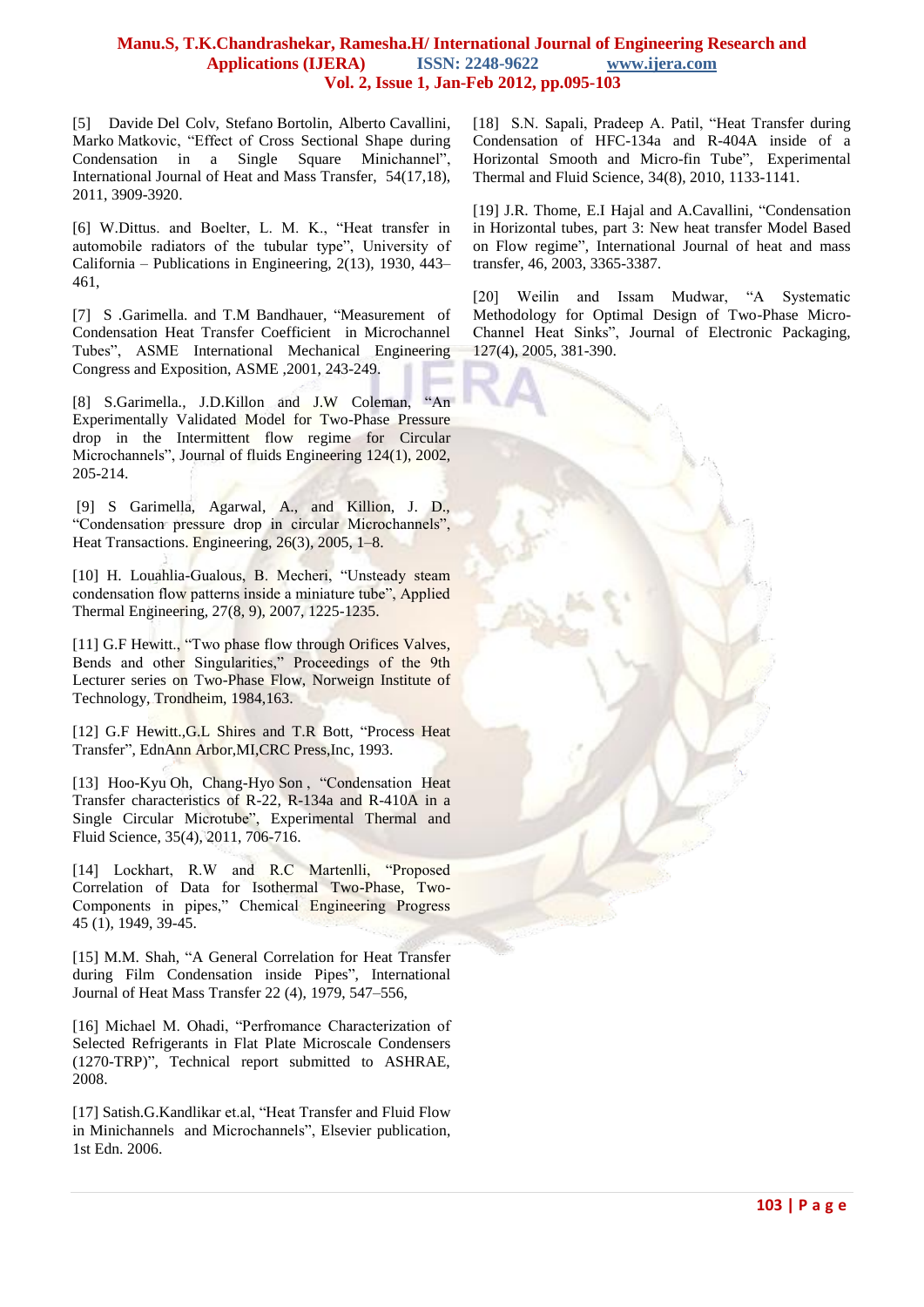[5] Davide Del Colv, Stefano Bortolin, Alberto Cavallini, Marko Matkovic, "Effect of Cross Sectional Shape during Condensation in a Single Square Minichannel", International Journal of Heat and Mass Transfer, 54(17,18), 2011, 3909-3920.

[6] W.Dittus. and Boelter, L. M. K., "Heat transfer in automobile radiators of the tubular type", University of California – Publications in Engineering, 2(13), 1930, 443–461,

[7] S .Garimella. and T.M Bandhauer, "Measurement of Condensation Heat Transfer Coefficient in Microchannel Tubes", ASME International Mechanical Engineering Congress and Exposition, ASME ,2001, 243-249.

[8] S.Garimella., J.D.Killon and J.W Coleman, "An Experimentally Validated Model for Two-Phase Pressure drop in the Intermittent flow regime for Circular Microchannels", Journal of fluids Engineering 124(1), 2002, 205-214.

[9] S Garimella, Agarwal, A., and Killion, J. D., "Condensation pressure drop in circular Microchannels", Heat Transactions. Engineering, 26(3), 2005, 1–8.

[10] H. Louahlia-Gualous, B. Mecheri, "Unsteady steam condensation flow patterns inside a miniature tube", Applied Thermal Engineering, 27(8, 9), 2007, 1225-1235.

[11] G.F Hewitt., "Two phase flow through Orifices Valves, Bends and other Singularities," Proceedings of the 9th Lecturer series on Two-Phase Flow, Norweign Institute of Technology, Trondheim, 1984,163.

[12] G.F Hewitt.,G.L Shires and T.R Bott, "Process Heat Transfer", EdnAnn Arbor,MI,CRC Press,Inc, 1993.

[13] Hoo-Kyu Oh, Chang-Hyo Son , "Condensation Heat Transfer characteristics of R-22, R-134a and R-410A in a Single Circular Microtube", Experimental Thermal and Fluid Science, 35(4), 2011, 706-716.

[14] Lockhart, R.W and R.C Martenlli, "Proposed Correlation of Data for Isothermal Two-Phase, Two-Components in pipes," Chemical Engineering Progress 45 (1), 1949, 39-45.

[15] M.M. Shah, "A General Correlation for Heat Transfer during Film Condensation inside Pipes", International Journal of Heat Mass Transfer 22 (4), 1979, 547–556,

[16] Michael M. Ohadi, "Perfromance Characterization of Selected Refrigerants in Flat Plate Microscale Condensers (1270-TRP)", Technical report submitted to ASHRAE, 2008.

[17] Satish.G.Kandlikar et.al, "Heat Transfer and Fluid Flow in Minichannels and Microchannels", Elsevier publication, 1st Edn. 2006.

[18] S.N. Sapali, Pradeep A. Patil, "Heat Transfer during Condensation of HFC-134a and R-404A inside of a Horizontal Smooth and Micro-fin Tube", Experimental Thermal and Fluid Science, 34(8), 2010, 1133-1141.

[19] J.R. Thome, E.I Hajal and A.Cavallini, "Condensation in Horizontal tubes, part 3: New heat transfer Model Based on Flow regime", International Journal of heat and mass transfer, 46, 2003, 3365-3387.

[20] Weilin and Issam Mudwar, "A Systematic Methodology for Optimal Design of Two-Phase Micro-Channel Heat Sinks", Journal of Electronic Packaging, 127(4), 2005, 381-390.